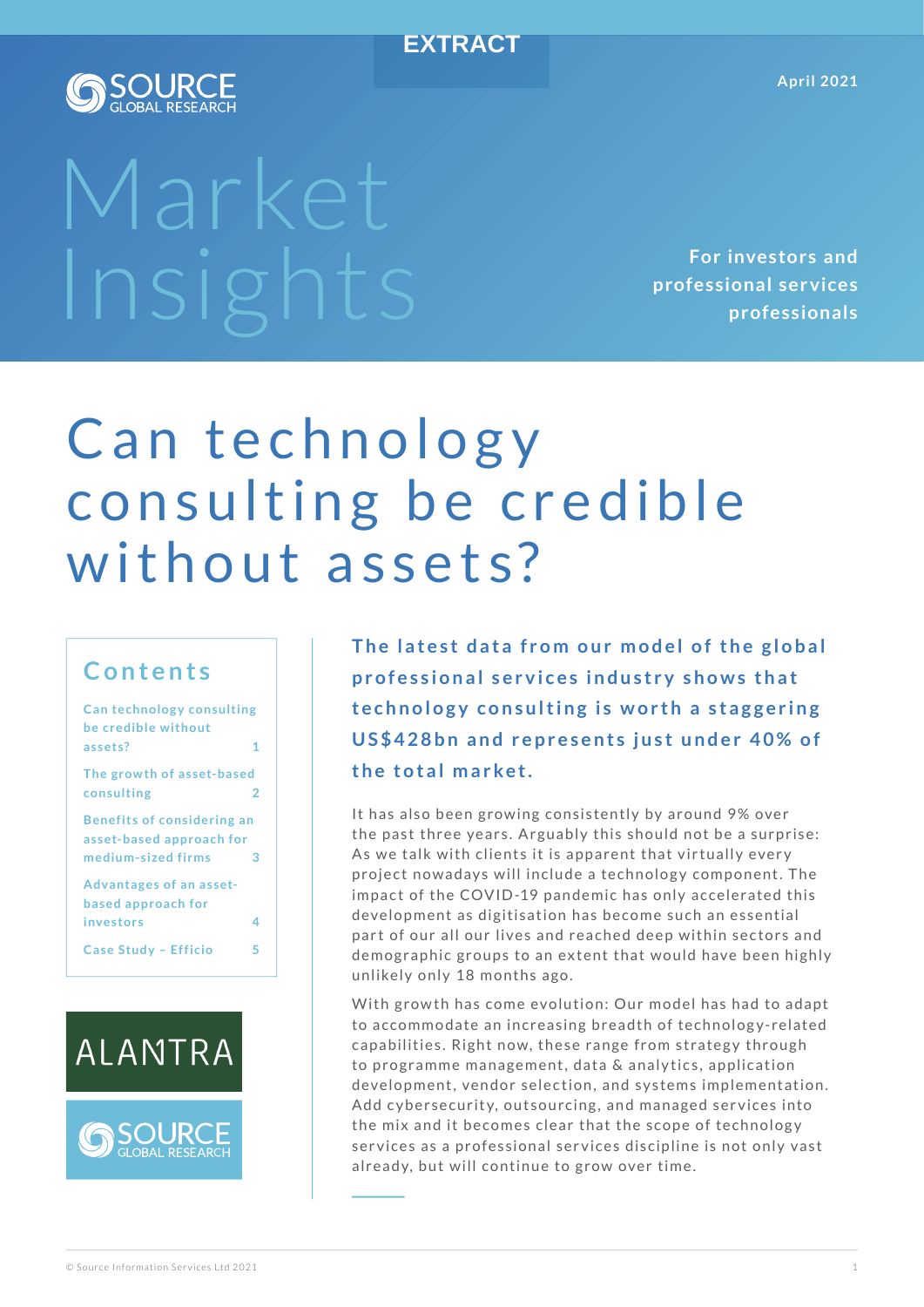EXTRACT

SOURCE GLOBAL RESEARCH

April 2021

# Market Insights

**For investors and professional services professionals**

# Can technology consulting be credible without assets?

## Contents

- Can technology consulting be credible without assets? 1
- The growth of asset-based consulting 2
- Benefits of considering an asset-based approach for medium-sized firms 3
- Advantages of an asset-based approach for investors 4
- Case Study – Efficio 5

ALANTRA

SOURCE GLOBAL RESEARCH

**The latest data from our model of the global professional services industry shows that technology consulting is worth a staggering US$428bn and represents just under 40% of the total market.**

It has also been growing consistently by around 9% over the past three years. Arguably this should not be a surprise: As we talk with clients it is apparent that virtually every project nowadays will include a technology component. The impact of the COVID-19 pandemic has only accelerated this development as digitisation has become such an essential part of our all our lives and reached deep within sectors and demographic groups to an extent that would have been highly unlikely only 18 months ago.

With growth has come evolution: Our model has had to adapt to accommodate an increasing breadth of technology-related capabilities. Right now, these range from strategy through to programme management, data & analytics, application development, vendor selection, and systems implementation. Add cybersecurity, outsourcing, and managed services into the mix and it becomes clear that the scope of technology services as a professional services discipline is not only vast already, but will continue to grow over time.

© Source Information Services Ltd 2021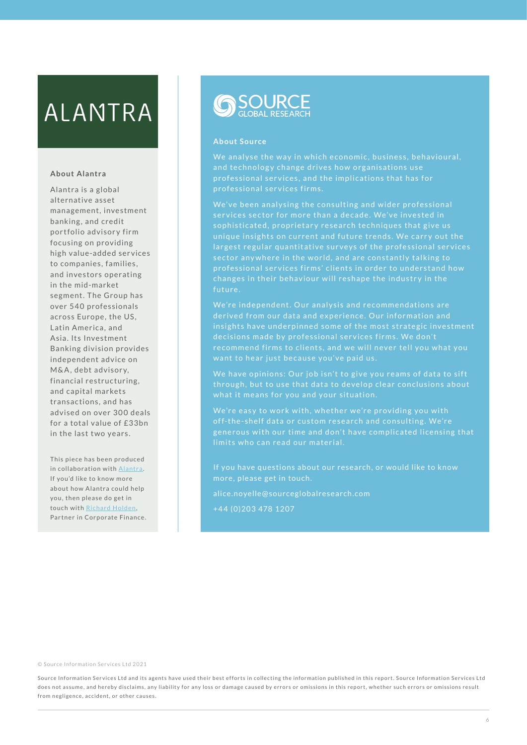ALANTRA

### About Alantra

Alantra is a global alternative asset management, investment banking, and credit portfolio advisory firm focusing on providing high value-added services to companies, families, and investors operating in the mid-market segment. The Group has over 540 professionals across Europe, the US, Latin America, and Asia. Its Investment Banking division provides independent advice on M&A, debt advisory, financial restructuring, and capital markets transactions, and has advised on over 300 deals for a total value of £33bn in the last two years.

This piece has been produced in collaboration with Alantra. If you'd like to know more about how Alantra could help you, then please do get in touch with Richard Holden, Partner in Corporate Finance.

SOURCE GLOBAL RESEARCH

### About Source

We analyse the way in which economic, business, behavioural, and technology change drives how organisations use professional services, and the implications that has for professional services firms.

We've been analysing the consulting and wider professional services sector for more than a decade. We've invested in sophisticated, proprietary research techniques that give us unique insights on current and future trends. We carry out the largest regular quantitative surveys of the professional services sector anywhere in the world, and are constantly talking to professional services firms' clients in order to understand how changes in their behaviour will reshape the industry in the future.

We're independent. Our analysis and recommendations are derived from our data and experience. Our information and insights have underpinned some of the most strategic investment decisions made by professional services firms. We don't recommend firms to clients, and we will never tell you what you want to hear just because you've paid us.

We have opinions: Our job isn't to give you reams of data to sift through, but to use that data to develop clear conclusions about what it means for you and your situation.

We're easy to work with, whether we're providing you with off-the-shelf data or custom research and consulting. We're generous with our time and don't have complicated licensing that limits who can read our material.

If you have questions about our research, or would like to know more, please get in touch.

alice.noyelle@sourceglobalresearch.com

+44 (0)203 478 1207

© Source Information Services Ltd 2021

Source Information Services Ltd and its agents have used their best efforts in collecting the information published in this report. Source Information Services Ltd does not assume, and hereby disclaims, any liability for any loss or damage caused by errors or omissions in this report, whether such errors or omissions result from negligence, accident, or other causes.